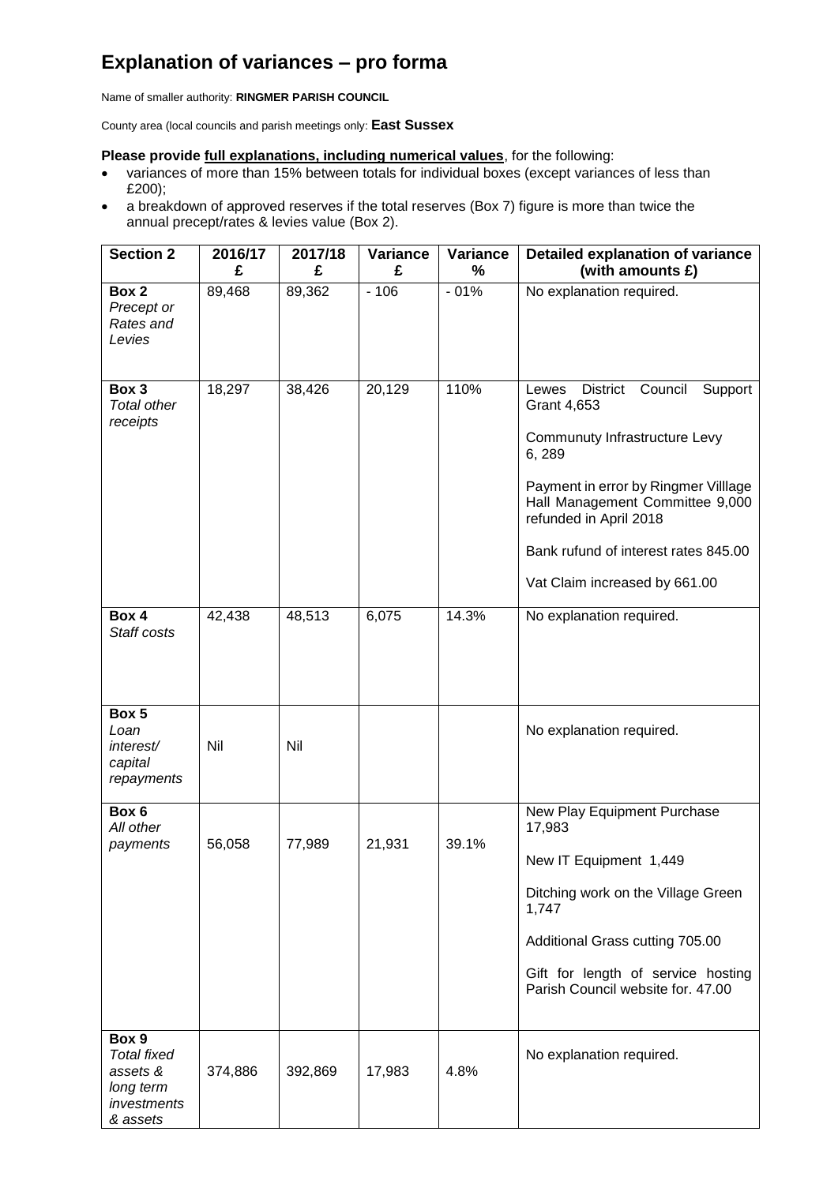# Explanation of variances – pro forma

Name of smaller authority: **RINGMER PARISH COUNCIL**

County area (local councils and parish meetings only: **East Sussex**

**Please provide full explanations, including numerical values**, for the following:

- variances of more than 15% between totals for individual boxes (except variances of less than £200);
- a breakdown of approved reserves if the total reserves (Box 7) figure is more than twice the annual precept/rates & levies value (Box 2).

| Section 2 | 2016/17 £ | 2017/18 £ | Variance £ | Variance % | Detailed explanation of variance (with amounts £) |
|---|---|---|---|---|---|
| **Box 2** *Precept or Rates and Levies* | 89,468 | 89,362 | - 106 | - 01% | No explanation required. |
| **Box 3** *Total other receipts* | 18,297 | 38,426 | 20,129 | 110% | Lewes District Council Support Grant 4,653<br><br>Communuty Infrastructure Levy 6, 289<br><br>Payment in error by Ringmer Villlage Hall Management Committee 9,000 refunded in April 2018<br><br>Bank rufund of interest rates 845.00<br><br>Vat Claim increased by 661.00 |
| **Box 4** *Staff costs* | 42,438 | 48,513 | 6,075 | 14.3% | No explanation required. |
| **Box 5** *Loan interest/ capital repayments* | Nil | Nil | | | No explanation required. |
| **Box 6** *All other payments* | 56,058 | 77,989 | 21,931 | 39.1% | New Play Equipment Purchase 17,983<br><br>New IT Equipment 1,449<br><br>Ditching work on the Village Green 1,747<br><br>Additional Grass cutting 705.00<br><br>Gift for length of service hosting Parish Council website for. 47.00 |
| **Box 9** *Total fixed assets & long term investments & assets* | 374,886 | 392,869 | 17,983 | 4.8% | No explanation required. |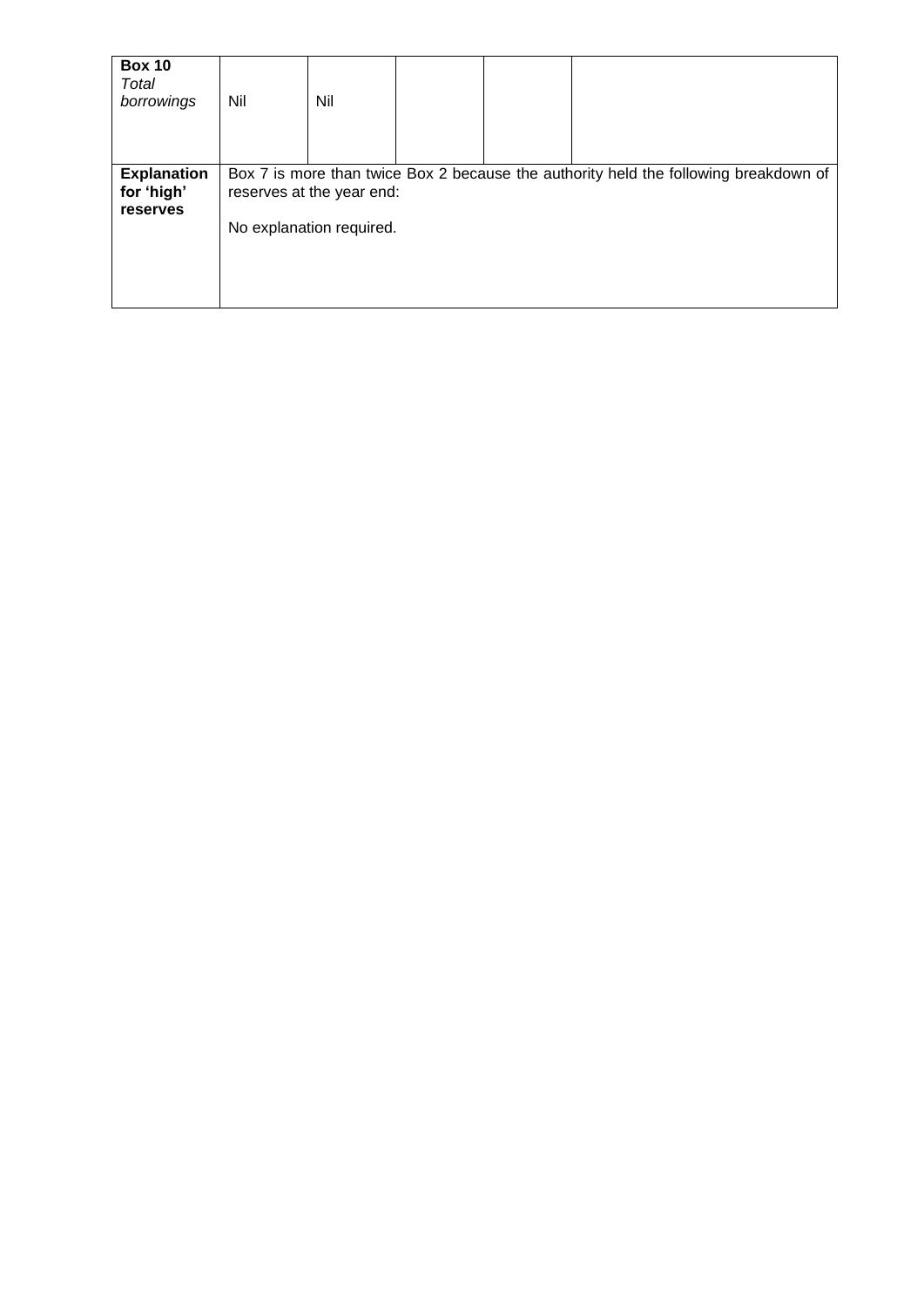| | | | | | |
|---|---|---|---|---|---|
| **Box 10** *Total borrowings* | Nil | Nil | | | |
| **Explanation for 'high' reserves** | Box 7 is more than twice Box 2 because the authority held the following breakdown of reserves at the year end:<br><br>No explanation required. | | | | |